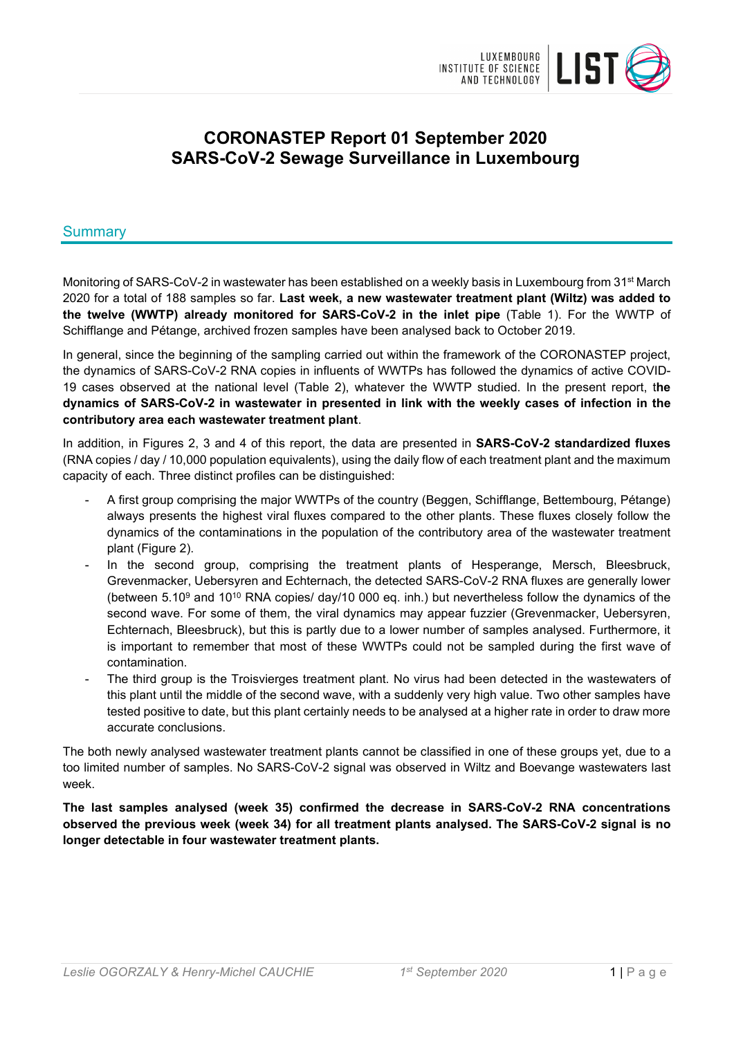# CORONASTEP Report 01 September 2020
# SARS-CoV-2 Sewage Surveillance in Luxembourg

## Summary

Monitoring of SARS-CoV-2 in wastewater has been established on a weekly basis in Luxembourg from 31st March 2020 for a total of 188 samples so far. **Last week, a new wastewater treatment plant (Wiltz) was added to the twelve (WWTP) already monitored for SARS-CoV-2 in the inlet pipe** (Table 1). For the WWTP of Schifflange and Pétange, archived frozen samples have been analysed back to October 2019.

In general, since the beginning of the sampling carried out within the framework of the CORONASTEP project, the dynamics of SARS-CoV-2 RNA copies in influents of WWTPs has followed the dynamics of active COVID-19 cases observed at the national level (Table 2), whatever the WWTP studied. In the present report, t**he dynamics of SARS-CoV-2 in wastewater in presented in link with the weekly cases of infection in the contributory area each wastewater treatment plant**.

In addition, in Figures 2, 3 and 4 of this report, the data are presented in **SARS-CoV-2 standardized fluxes** (RNA copies / day / 10,000 population equivalents), using the daily flow of each treatment plant and the maximum capacity of each. Three distinct profiles can be distinguished:

- A first group comprising the major WWTPs of the country (Beggen, Schifflange, Bettembourg, Pétange) always presents the highest viral fluxes compared to the other plants. These fluxes closely follow the dynamics of the contaminations in the population of the contributory area of the wastewater treatment plant (Figure 2).
- In the second group, comprising the treatment plants of Hesperange, Mersch, Bleesbruck, Grevenmacker, Uebersyren and Echternach, the detected SARS-CoV-2 RNA fluxes are generally lower (between $5.10^9$ and $10^{10}$ RNA copies/ day/10 000 eq. inh.) but nevertheless follow the dynamics of the second wave. For some of them, the viral dynamics may appear fuzzier (Grevenmacker, Uebersyren, Echternach, Bleesbruck), but this is partly due to a lower number of samples analysed. Furthermore, it is important to remember that most of these WWTPs could not be sampled during the first wave of contamination.
- The third group is the Troisvierges treatment plant. No virus had been detected in the wastewaters of this plant until the middle of the second wave, with a suddenly very high value. Two other samples have tested positive to date, but this plant certainly needs to be analysed at a higher rate in order to draw more accurate conclusions.

The both newly analysed wastewater treatment plants cannot be classified in one of these groups yet, due to a too limited number of samples. No SARS-CoV-2 signal was observed in Wiltz and Boevange wastewaters last week.

**The last samples analysed (week 35) confirmed the decrease in SARS-CoV-2 RNA concentrations observed the previous week (week 34) for all treatment plants analysed. The SARS-CoV-2 signal is no longer detectable in four wastewater treatment plants.**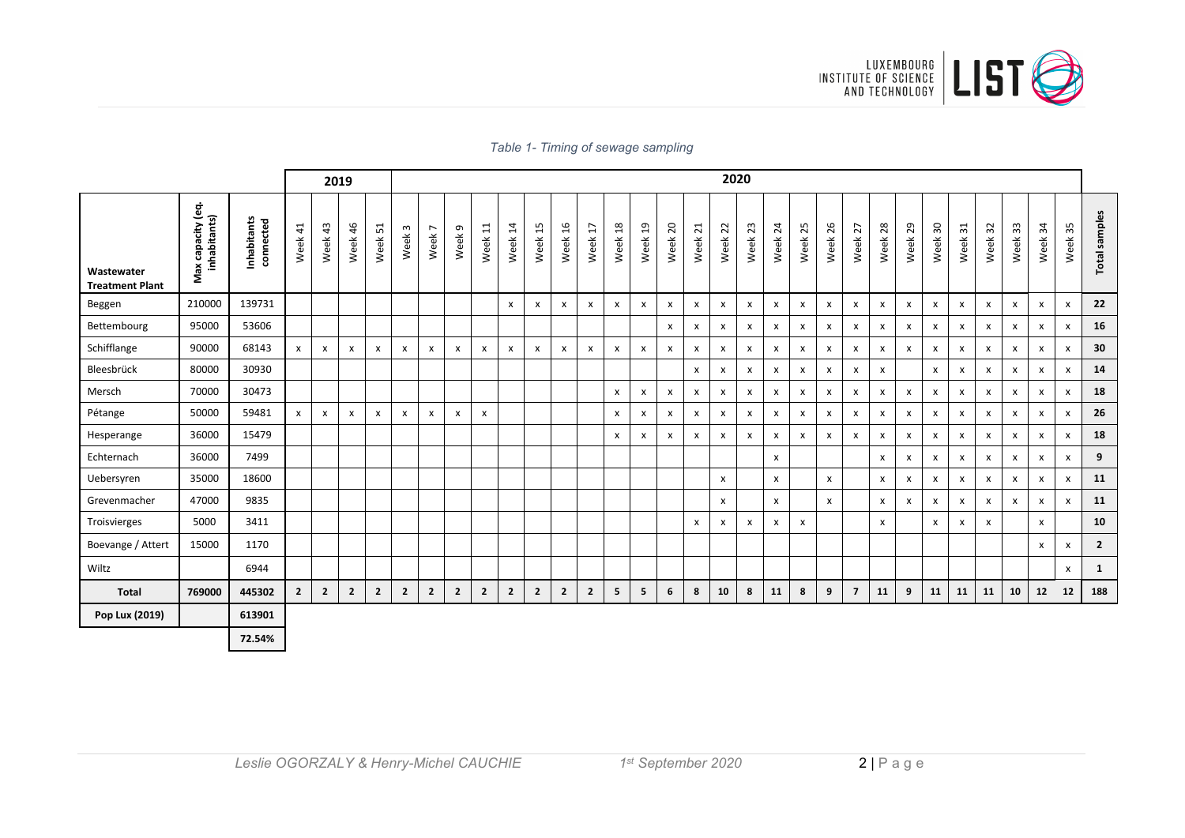*Table 1- Timing of sewage sampling*

| | | | 2019 | | | | 2020 | | | | | | | | | | | | | | | | | | | | | | | | | | | |
|---|---|---|---|---|---|---|---|---|---|---|---|---|---|---|---|---|---|---|---|---|---|---|---|---|---|---|---|---|---|---|---|---|---|---|
| **Wastewater Treatment Plant** | **Max capacity (eq. inhabitants)** | **Inhabitants connected** | Week 41 | Week 43 | Week 46 | Week 51 | Week 3 | Week 7 | Week 9 | Week 11 | Week 14 | Week 15 | Week 16 | Week 17 | Week 18 | Week 19 | Week 20 | Week 21 | Week 22 | Week 23 | Week 24 | Week 25 | Week 26 | Week 27 | Week 28 | Week 29 | Week 30 | Week 31 | Week 32 | Week 33 | Week 34 | Week 35 | **Total samples** |
| Beggen | 210000 | 139731 | | | | | | | | | x | x | x | x | x | x | x | x | x | x | x | x | x | x | x | x | x | x | x | x | x | x | **22** |
| Bettembourg | 95000 | 53606 | | | | | | | | | | | | | | | x | x | x | x | x | x | x | x | x | x | x | x | x | x | x | x | **16** |
| Schifflange | 90000 | 68143 | x | x | x | x | x | x | x | x | x | x | x | x | x | x | x | x | x | x | x | x | x | x | x | x | x | x | x | x | x | x | **30** |
| Bleesbrück | 80000 | 30930 | | | | | | | | | | | | | | | | x | x | x | x | x | x | x | x | | x | x | x | x | x | x | **14** |
| Mersch | 70000 | 30473 | | | | | | | | | | | | | x | x | x | x | x | x | x | x | x | x | x | x | x | x | x | x | x | x | **18** |
| Pétange | 50000 | 59481 | x | x | x | x | x | x | x | x | | | | | x | x | x | x | x | x | x | x | x | x | x | x | x | x | x | x | x | x | **26** |
| Hesperange | 36000 | 15479 | | | | | | | | | | | | | x | x | x | x | x | x | x | x | x | x | x | x | x | x | x | x | x | x | **18** |
| Echternach | 36000 | 7499 | | | | | | | | | | | | | | | | | | | x | | | | x | x | x | x | x | x | x | x | **9** |
| Uebersyren | 35000 | 18600 | | | | | | | | | | | | | | | | | x | | x | | x | | x | x | x | x | x | x | x | x | **11** |
| Grevenmacher | 47000 | 9835 | | | | | | | | | | | | | | | | | x | | x | | x | | x | x | x | x | x | x | x | x | **11** |
| Troisvierges | 5000 | 3411 | | | | | | | | | | | | | | | | x | x | x | x | x | | | x | | x | x | x | | x | | **10** |
| Boevange / Attert | 15000 | 1170 | | | | | | | | | | | | | | | | | | | | | | | | | | | | | x | x | **2** |
| Wiltz | | 6944 | | | | | | | | | | | | | | | | | | | | | | | | | | | | | | x | **1** |
| **Total** | **769000** | **445302** | **2** | **2** | **2** | **2** | **2** | **2** | **2** | **2** | **2** | **2** | **2** | **2** | **5** | **5** | **6** | **8** | **10** | **8** | **11** | **8** | **9** | **7** | **11** | **9** | **11** | **11** | **11** | **10** | **12** | **12** | **188** |
| **Pop Lux (2019)** | | **613901** | | | | | | | | | | | | | | | | | | | | | | | | | | | | | | | |
| | | **72.54%** | | | | | | | | | | | | | | | | | | | | | | | | | | | | | | | |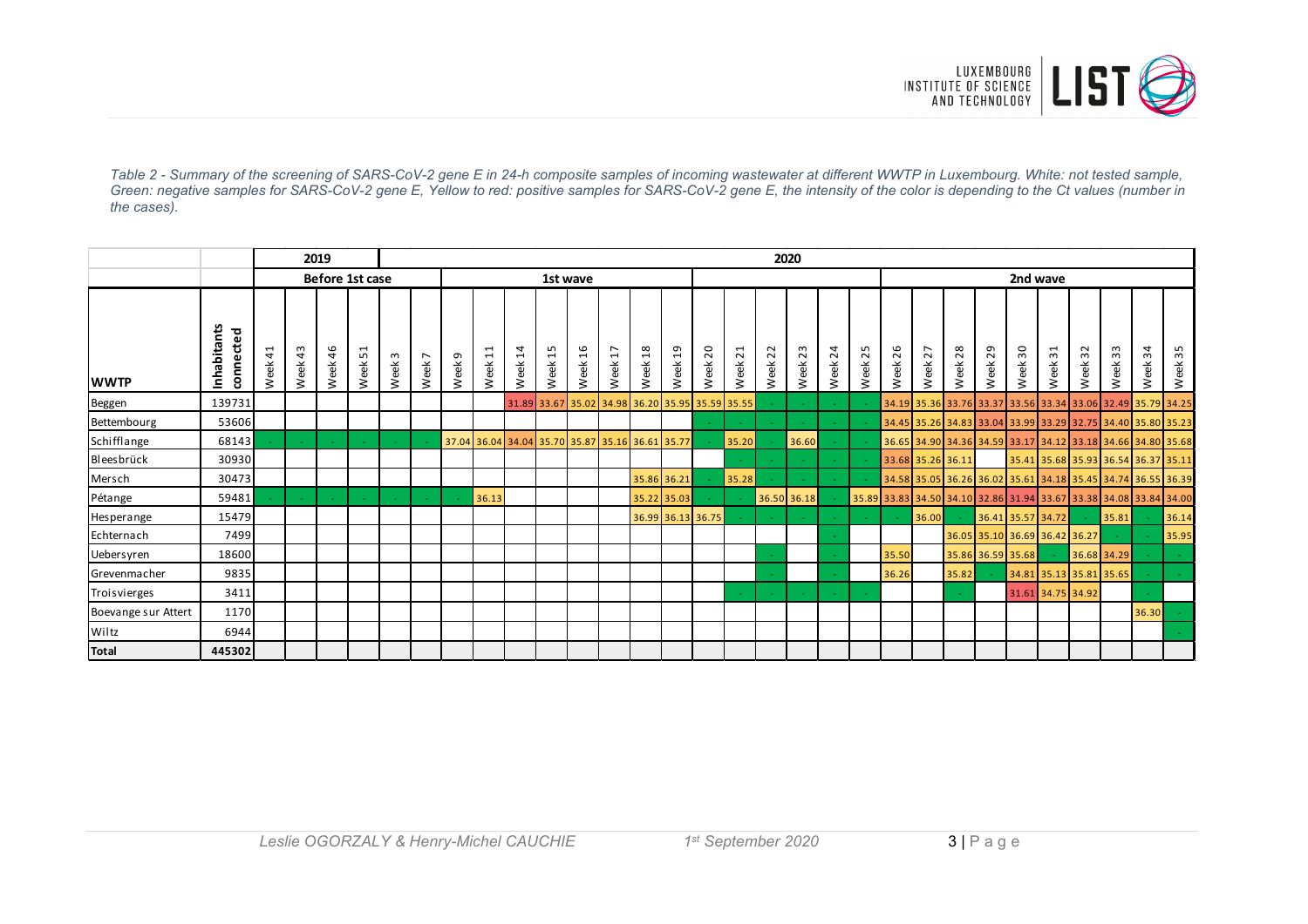*Table 2 - Summary of the screening of SARS-CoV-2 gene E in 24-h composite samples of incoming wastewater at different WWTP in Luxembourg. White: not tested sample, Green: negative samples for SARS-CoV-2 gene E, Yellow to red: positive samples for SARS-CoV-2 gene E, the intensity of the color is depending to the Ct values (number in the cases).*

| | | 2019 | | | | 2020 | | | | | | | | | | | | | | | | | | | | | | | | | |
|---|---|---|---|---|---|---|---|---|---|---|---|---|---|---|---|---|---|---|---|---|---|---|---|---|---|---|---|---|---|---|---|
| | | Before 1st case | | | | | | 1st wave | | | | | | | | | | | | | | 2nd wave | | | | | | | | | |
| WWTP | Inhabitants connected | Week 41 | Week 43 | Week 46 | Week 51 | Week 3 | Week 7 | Week 9 | Week 11 | Week 14 | Week 15 | Week 16 | Week 17 | Week 18 | Week 19 | Week 20 | Week 21 | Week 22 | Week 23 | Week 24 | Week 25 | Week 26 | Week 27 | Week 28 | Week 29 | Week 30 | Week 31 | Week 32 | Week 33 | Week 34 | Week 35 |
| Beggen | 139731 | | | | | | | | | 31.89 | 33.67 | 35.02 | 34.98 | 36.20 | 35.95 | 35.59 | 35.55 | - | - | - | - | 34.19 | 35.36 | 33.76 | 33.37 | 33.56 | 33.34 | 33.06 | 32.49 | 35.79 | 34.25 |
| Bettembourg | 53606 | | | | | | | | | | | | | | | - | - | - | - | - | - | 34.45 | 35.26 | 34.83 | 33.04 | 33.99 | 33.29 | 32.75 | 34.40 | 35.80 | 35.23 |
| Schifflange | 68143 | - | - | - | - | - | - | 37.04 | 36.04 | 34.04 | 35.70 | 35.87 | 35.16 | 36.61 | 35.77 | - | 35.20 | - | 36.60 | - | - | 36.65 | 34.90 | 34.36 | 34.59 | 33.17 | 34.12 | 33.18 | 34.66 | 34.80 | 35.68 |
| Bleesbrück | 30930 | | | | | | | | | | | | | | | | - | - | - | - | - | 33.68 | 35.26 | 36.11 | | 35.41 | 35.68 | 35.93 | 36.54 | 36.37 | 35.11 |
| Mersch | 30473 | | | | | | | | | | | | | 35.86 | 36.21 | - | 35.28 | - | - | - | - | 34.58 | 35.05 | 36.26 | 36.02 | 35.61 | 34.18 | 35.45 | 34.74 | 36.55 | 36.39 |
| Pétange | 59481 | - | - | - | - | - | - | - | 36.13 | | | | | 35.22 | 35.03 | - | - | 36.50 | 36.18 | - | 35.89 | 33.83 | 34.50 | 34.10 | 32.86 | 31.94 | 33.67 | 33.38 | 34.08 | 33.84 | 34.00 |
| Hesperange | 15479 | | | | | | | | | | | | | 36.99 | 36.13 | 36.75 | - | - | - | - | - | - | 36.00 | - | 36.41 | 35.57 | 34.72 | - | 35.81 | - | 36.14 |
| Echternach | 7499 | | | | | | | | | | | | | | | | | | | - | | | | 36.05 | 35.10 | 36.69 | 36.42 | 36.27 | - | - | 35.95 |
| Uebersyren | 18600 | | | | | | | | | | | | | | | | | - | | - | | 35.50 | | 35.86 | 36.59 | 35.68 | - | 36.68 | 34.29 | - | - |
| Grevenmacher | 9835 | | | | | | | | | | | | | | | | | - | | - | | 36.26 | | 35.82 | - | 34.81 | 35.13 | 35.81 | 35.65 | - | - |
| Troisvierges | 3411 | | | | | | | | | | | | | | | | - | - | - | - | - | | | - | | 31.61 | 34.75 | 34.92 | | - | |
| Boevange sur Attert | 1170 | | | | | | | | | | | | | | | | | | | | | | | | | | | | | 36.30 | - |
| Wiltz | 6944 | | | | | | | | | | | | | | | | | | | | | | | | | | | | | | - |
| **Total** | **445302** | | | | | | | | | | | | | | | | | | | | | | | | | | | | | | |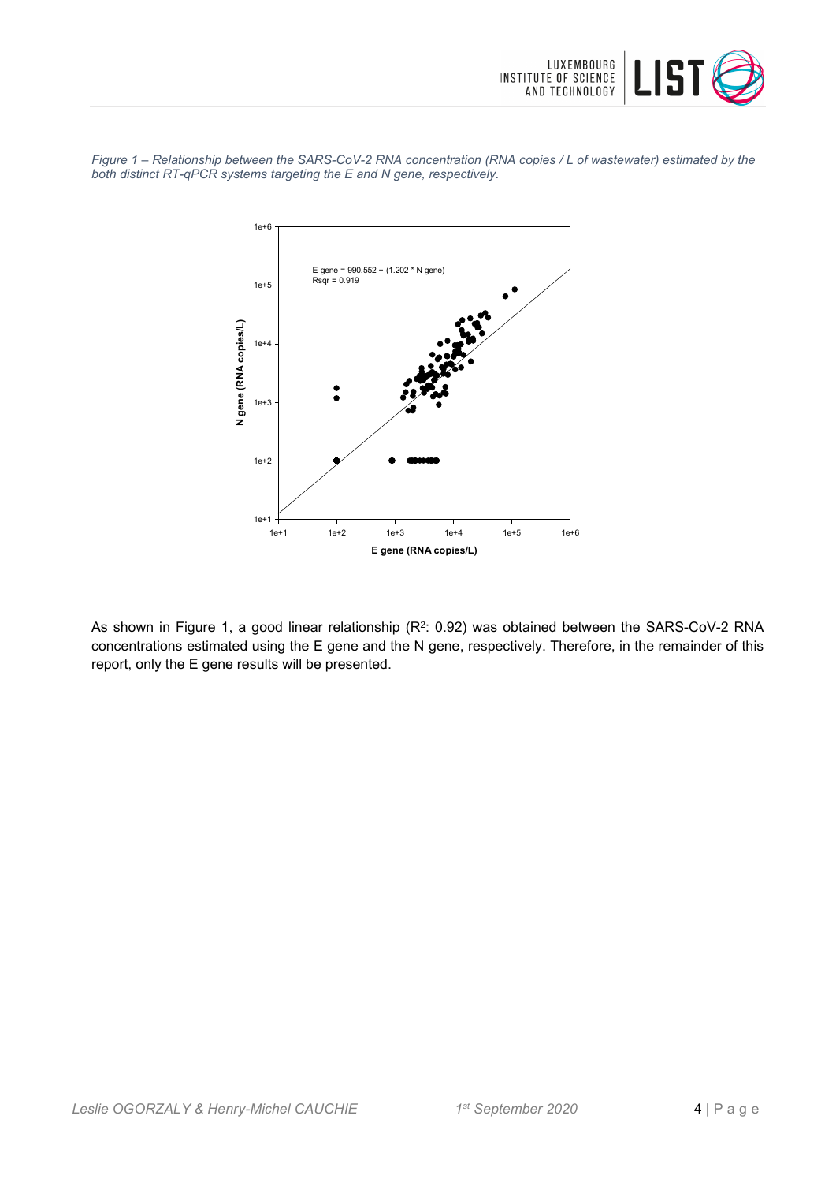*Figure 1 – Relationship between the SARS-CoV-2 RNA concentration (RNA copies / L of wastewater) estimated by the both distinct RT-qPCR systems targeting the E and N gene, respectively.*

E gene = 990.552 + (1.202 * N gene)
Rsqr = 0.919

As shown in Figure 1, a good linear relationship ($R^2$: 0.92) was obtained between the SARS-CoV-2 RNA concentrations estimated using the E gene and the N gene, respectively. Therefore, in the remainder of this report, only the E gene results will be presented.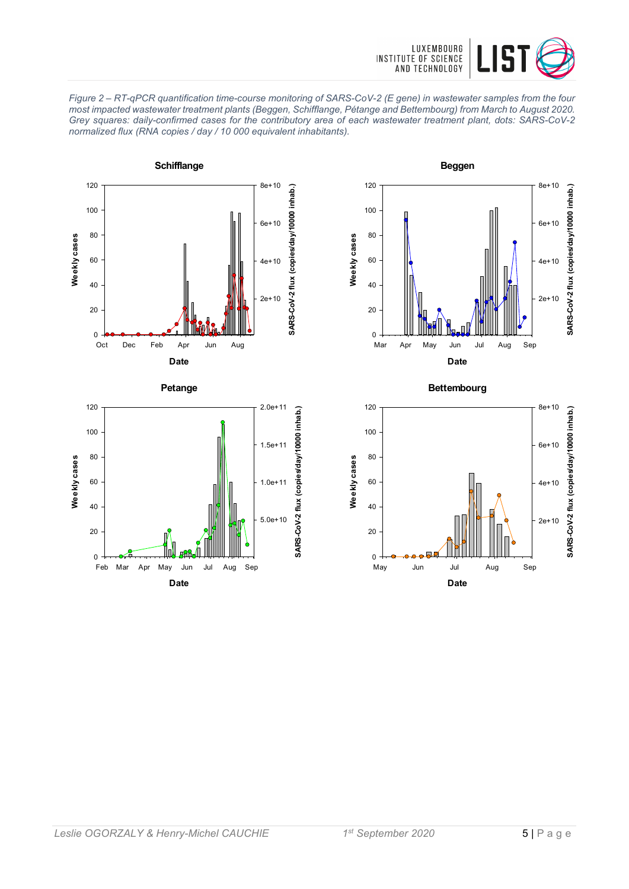*Figure 2 – RT-qPCR quantification time-course monitoring of SARS-CoV-2 (E gene) in wastewater samples from the four most impacted wastewater treatment plants (Beggen, Schifflange, Pétange and Bettembourg) from March to August 2020. Grey squares: daily-confirmed cases for the contributory area of each wastewater treatment plant, dots: SARS-CoV-2 normalized flux (RNA copies / day / 10 000 equivalent inhabitants).*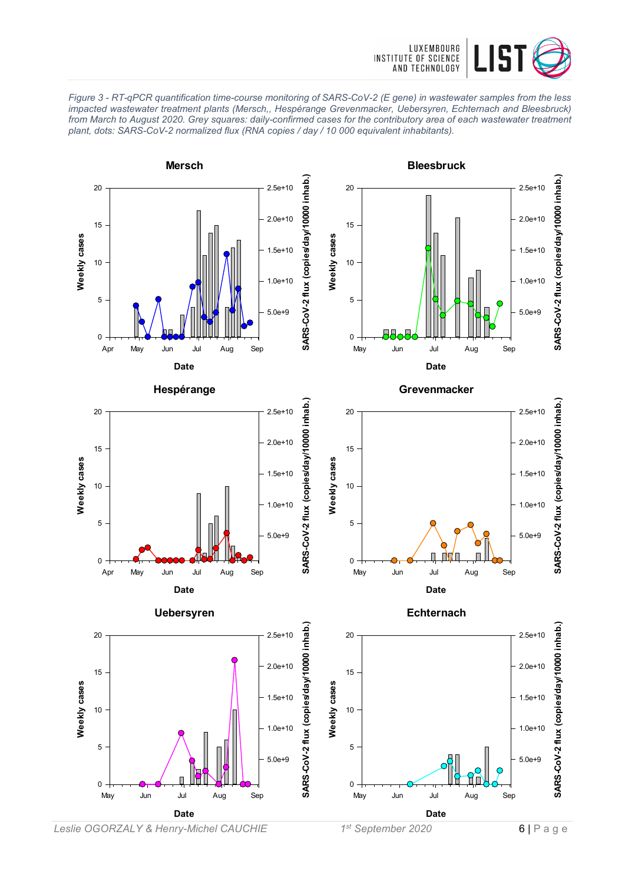*Figure 3 - RT-qPCR quantification time-course monitoring of SARS-CoV-2 (E gene) in wastewater samples from the less impacted wastewater treatment plants (Mersch,, Hespérange Grevenmacker, Uebersyren, Echternach and Bleesbruck) from March to August 2020. Grey squares: daily-confirmed cases for the contributory area of each wastewater treatment plant, dots: SARS-CoV-2 normalized flux (RNA copies / day / 10 000 equivalent inhabitants).*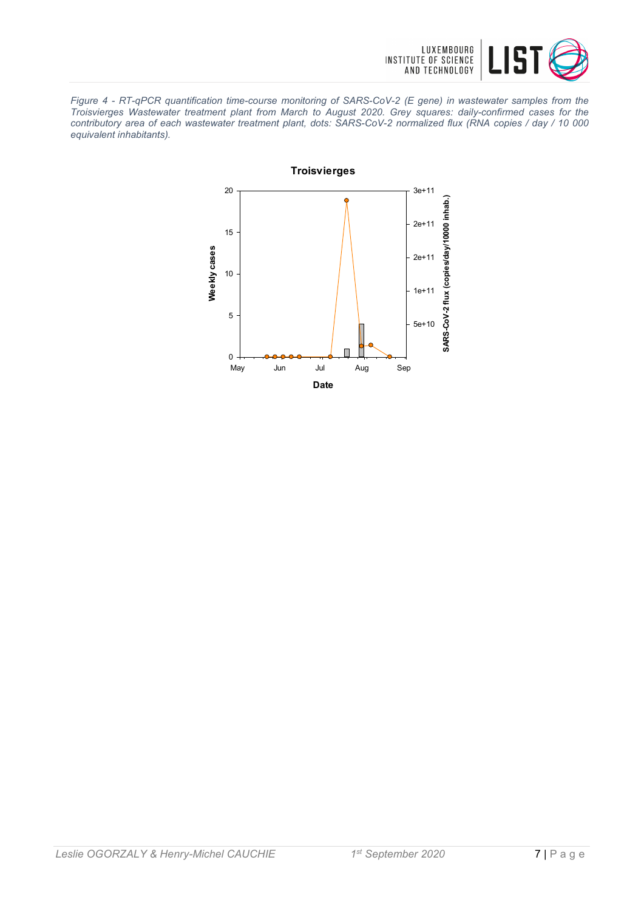*Figure 4 - RT-qPCR quantification time-course monitoring of SARS-CoV-2 (E gene) in wastewater samples from the Troisvierges Wastewater treatment plant from March to August 2020. Grey squares: daily-confirmed cases for the contributory area of each wastewater treatment plant, dots: SARS-CoV-2 normalized flux (RNA copies / day / 10 000 equivalent inhabitants).*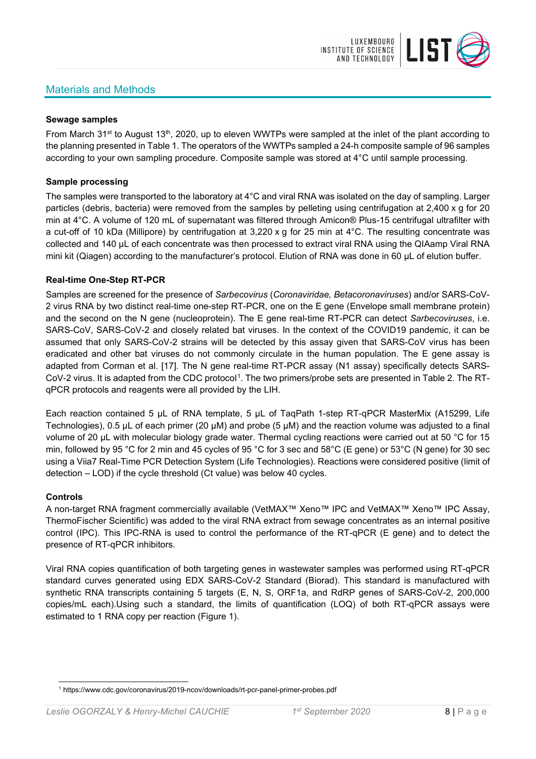## Materials and Methods

**Sewage samples**

From March 31st to August 13th, 2020, up to eleven WWTPs were sampled at the inlet of the plant according to the planning presented in Table 1. The operators of the WWTPs sampled a 24-h composite sample of 96 samples according to your own sampling procedure. Composite sample was stored at 4°C until sample processing.

**Sample processing**

The samples were transported to the laboratory at 4°C and viral RNA was isolated on the day of sampling. Larger particles (debris, bacteria) were removed from the samples by pelleting using centrifugation at 2,400 x g for 20 min at 4°C. A volume of 120 mL of supernatant was filtered through Amicon® Plus-15 centrifugal ultrafilter with a cut-off of 10 kDa (Millipore) by centrifugation at 3,220 x g for 25 min at 4°C. The resulting concentrate was collected and 140 µL of each concentrate was then processed to extract viral RNA using the QIAamp Viral RNA mini kit (Qiagen) according to the manufacturer's protocol. Elution of RNA was done in 60 µL of elution buffer.

**Real-time One-Step RT-PCR**

Samples are screened for the presence of *Sarbecovirus* (*Coronaviridae, Betacoronaviruses*) and/or SARS-CoV-2 virus RNA by two distinct real-time one-step RT-PCR, one on the E gene (Envelope small membrane protein) and the second on the N gene (nucleoprotein). The E gene real-time RT-PCR can detect *Sarbecoviruses*, i.e. SARS-CoV, SARS-CoV-2 and closely related bat viruses. In the context of the COVID19 pandemic, it can be assumed that only SARS-CoV-2 strains will be detected by this assay given that SARS-CoV virus has been eradicated and other bat viruses do not commonly circulate in the human population. The E gene assay is adapted from Corman et al. [17]. The N gene real-time RT-PCR assay (N1 assay) specifically detects SARS-CoV-2 virus. It is adapted from the CDC protocol[1]. The two primers/probe sets are presented in Table 2. The RT-qPCR protocols and reagents were all provided by the LIH.

Each reaction contained 5 µL of RNA template, 5 µL of TaqPath 1-step RT-qPCR MasterMix (A15299, Life Technologies), 0.5 µL of each primer (20 µM) and probe (5 µM) and the reaction volume was adjusted to a final volume of 20 µL with molecular biology grade water. Thermal cycling reactions were carried out at 50 °C for 15 min, followed by 95 °C for 2 min and 45 cycles of 95 °C for 3 sec and 58°C (E gene) or 53°C (N gene) for 30 sec using a Viia7 Real-Time PCR Detection System (Life Technologies). Reactions were considered positive (limit of detection – LOD) if the cycle threshold (Ct value) was below 40 cycles.

**Controls**

A non-target RNA fragment commercially available (VetMAX™ Xeno™ IPC and VetMAX™ Xeno™ IPC Assay, ThermoFischer Scientific) was added to the viral RNA extract from sewage concentrates as an internal positive control (IPC). This IPC-RNA is used to control the performance of the RT-qPCR (E gene) and to detect the presence of RT-qPCR inhibitors.

Viral RNA copies quantification of both targeting genes in wastewater samples was performed using RT-qPCR standard curves generated using EDX SARS-CoV-2 Standard (Biorad). This standard is manufactured with synthetic RNA transcripts containing 5 targets (E, N, S, ORF1a, and RdRP genes of SARS-CoV-2, 200,000 copies/mL each).Using such a standard, the limits of quantification (LOQ) of both RT-qPCR assays were estimated to 1 RNA copy per reaction (Figure 1).

[1] https://www.cdc.gov/coronavirus/2019-ncov/downloads/rt-pcr-panel-primer-probes.pdf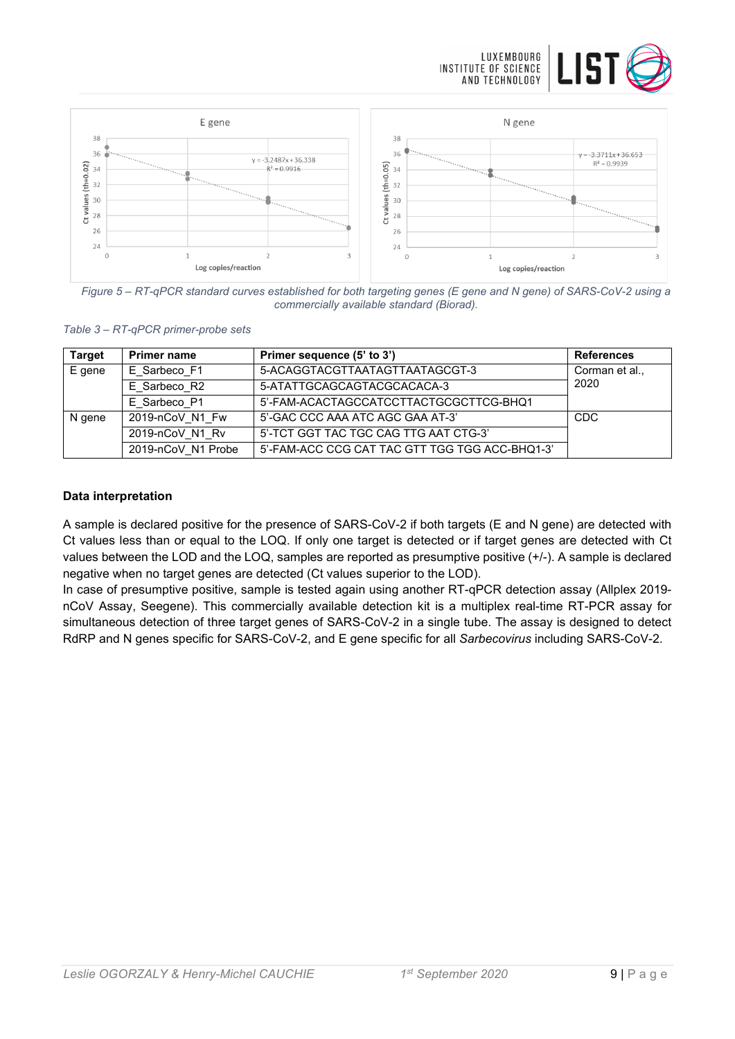E gene

38
36
34
32
30
28
26
24

Ct values (th=0.02)

0 1 2 3

Log copies/reaction

y = -3.2487x + 36.338
$R^2$ = 0.9916

N gene

38
36
34
32
30
28
26
24

Ct values (th=0.05)

0 1 2 3

Log copies/reaction

y = -3.3711x + 36.653
$R^2$ = 0.9939

*Figure 5 – RT-qPCR standard curves established for both targeting genes (E gene and N gene) of SARS-CoV-2 using a commercially available standard (Biorad).*

*Table 3 – RT-qPCR primer-probe sets*

| Target | Primer name | Primer sequence (5' to 3') | References |
|---|---|---|---|
| E gene | E_Sarbeco_F1 | 5-ACAGGTACGTTAATAGTTAATAGCGT-3 | Corman et al., 2020 |
| | E_Sarbeco_R2 | 5-ATATTGCAGCAGTACGCACACA-3 | |
| | E_Sarbeco_P1 | 5'-FAM-ACACTAGCCATCCTTACTGCGCTTCG-BHQ1 | |
| N gene | 2019-nCoV_N1_Fw | 5'-GAC CCC AAA ATC AGC GAA AT-3' | CDC |
| | 2019-nCoV_N1_Rv | 5'-TCT GGT TAC TGC CAG TTG AAT CTG-3' | |
| | 2019-nCoV_N1 Probe | 5'-FAM-ACC CCG CAT TAC GTT TGG TGG ACC-BHQ1-3' | |

**Data interpretation**

A sample is declared positive for the presence of SARS-CoV-2 if both targets (E and N gene) are detected with Ct values less than or equal to the LOQ. If only one target is detected or if target genes are detected with Ct values between the LOD and the LOQ, samples are reported as presumptive positive (+/-). A sample is declared negative when no target genes are detected (Ct values superior to the LOD).

In case of presumptive positive, sample is tested again using another RT-qPCR detection assay (Allplex 2019-nCoV Assay, Seegene). This commercially available detection kit is a multiplex real-time RT-PCR assay for simultaneous detection of three target genes of SARS-CoV-2 in a single tube. The assay is designed to detect RdRP and N genes specific for SARS-CoV-2, and E gene specific for all *Sarbecovirus* including SARS-CoV-2.